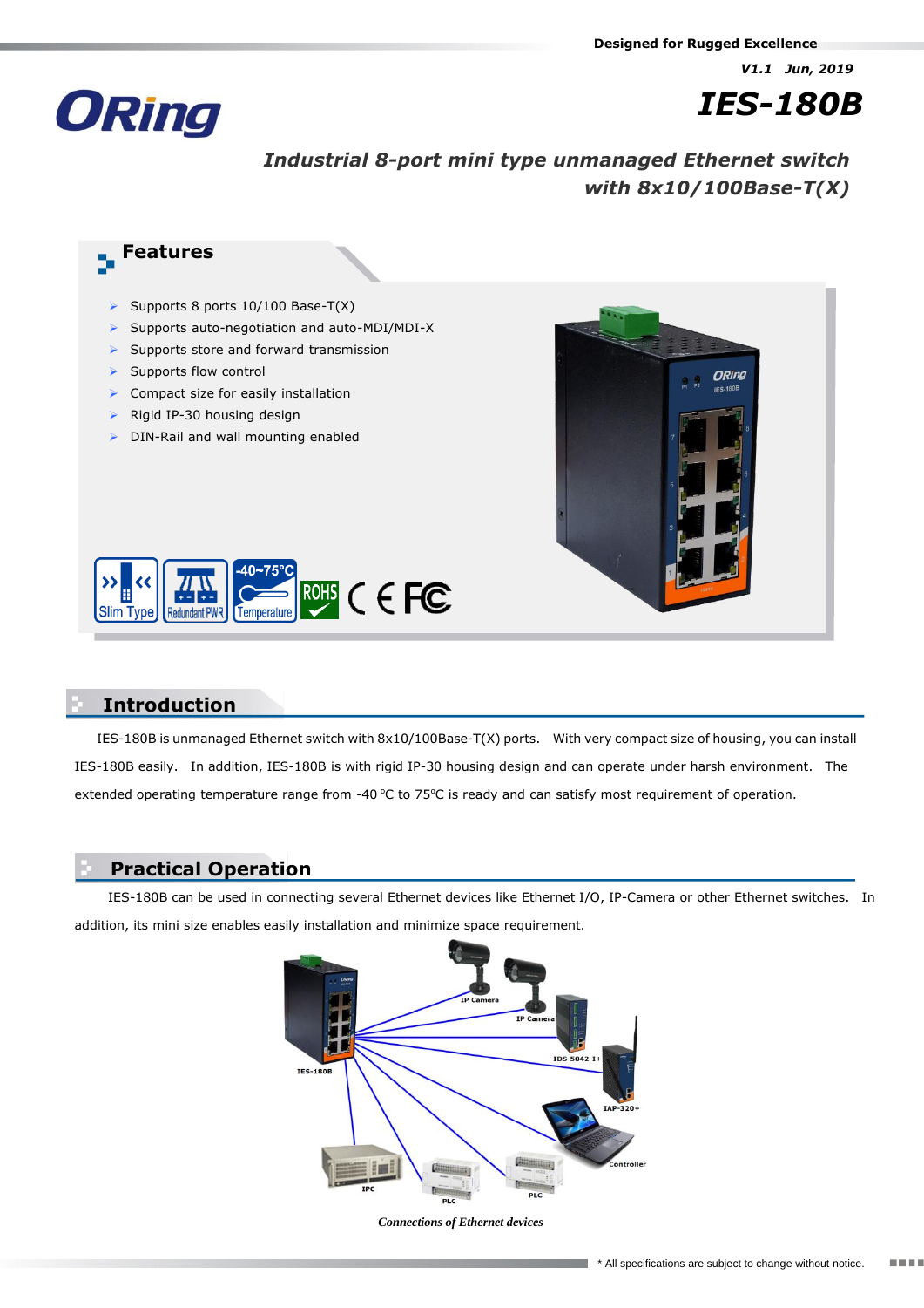Designed for Rugged Excellence

V1.1 Jun, 2019

# IES-180B

## Industrial 8-port mini type unmanaged Ethernet switch with 8x10/100Base-T(X)

## Features

- Supports 8 ports 10/100 Base-T(X)
- Supports auto-negotiation and auto-MDI/MDI-X
- Supports store and forward transmission
- Supports flow control
- Compact size for easily installation
- Rigid IP-30 housing design
- DIN-Rail and wall mounting enabled

## Introduction

IES-180B is unmanaged Ethernet switch with 8x10/100Base-T(X) ports. With very compact size of housing, you can install IES-180B easily. In addition, IES-180B is with rigid IP-30 housing design and can operate under harsh environment. The extended operating temperature range from -40 ℃ to 75℃ is ready and can satisfy most requirement of operation.

## Practical Operation

IES-180B can be used in connecting several Ethernet devices like Ethernet I/O, IP-Camera or other Ethernet switches. In addition, its mini size enables easily installation and minimize space requirement.

*Connections of Ethernet devices*

\* All specifications are subject to change without notice.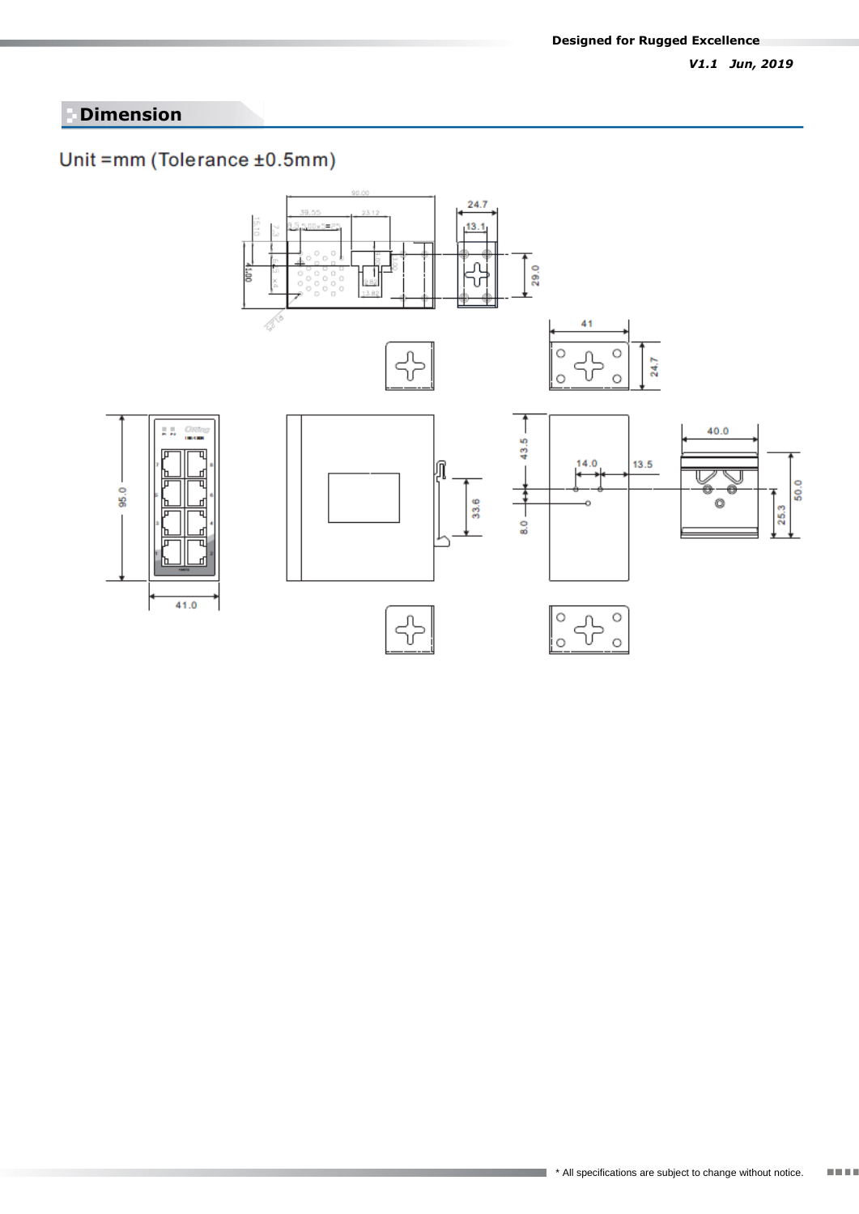## Dimension

Unit =mm (Tolerance ±0.5mm)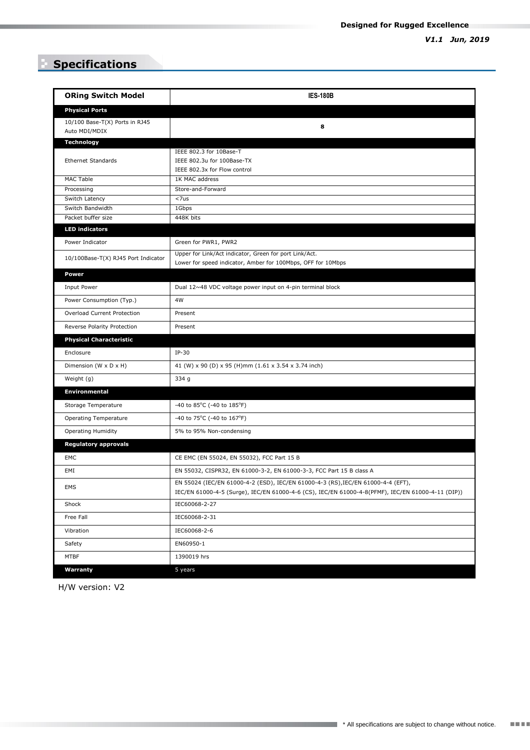## Specifications

| ORing Switch Model | IES-180B |
|---|---|
| **Physical Ports** | |
| 10/100 Base-T(X) Ports in RJ45 Auto MDI/MDIX | **8** |
| **Technology** | |
| Ethernet Standards | IEEE 802.3 for 10Base-T<br>IEEE 802.3u for 100Base-TX<br>IEEE 802.3x for Flow control |
| MAC Table | 1K MAC address |
| Processing | Store-and-Forward |
| Switch Latency | <7us |
| Switch Bandwidth | 1Gbps |
| Packet buffer size | 448K bits |
| **LED indicators** | |
| Power Indicator | Green for PWR1, PWR2 |
| 10/100Base-T(X) RJ45 Port Indicator | Upper for Link/Act indicator, Green for port Link/Act.<br>Lower for speed indicator, Amber for 100Mbps, OFF for 10Mbps |
| **Power** | |
| Input Power | Dual 12~48 VDC voltage power input on 4-pin terminal block |
| Power Consumption (Typ.) | 4W |
| Overload Current Protection | Present |
| Reverse Polarity Protection | Present |
| **Physical Characteristic** | |
| Enclosure | IP-30 |
| Dimension (W x D x H) | 41 (W) x 90 (D) x 95 (H)mm (1.61 x 3.54 x 3.74 inch) |
| Weight (g) | 334 g |
| **Environmental** | |
| Storage Temperature | -40 to 85°C (-40 to 185°F) |
| Operating Temperature | -40 to 75°C (-40 to 167°F) |
| Operating Humidity | 5% to 95% Non-condensing |
| **Regulatory approvals** | |
| EMC | CE EMC (EN 55024, EN 55032), FCC Part 15 B |
| EMI | EN 55032, CISPR32, EN 61000-3-2, EN 61000-3-3, FCC Part 15 B class A |
| EMS | EN 55024 (IEC/EN 61000-4-2 (ESD), IEC/EN 61000-4-3 (RS),IEC/EN 61000-4-4 (EFT),<br>IEC/EN 61000-4-5 (Surge), IEC/EN 61000-4-6 (CS), IEC/EN 61000-4-8(PFMF), IEC/EN 61000-4-11 (DIP)) |
| Shock | IEC60068-2-27 |
| Free Fall | IEC60068-2-31 |
| Vibration | IEC60068-2-6 |
| Safety | EN60950-1 |
| MTBF | 1390019 hrs |
| **Warranty** | 5 years |

H/W version: V2

* All specifications are subject to change without notice.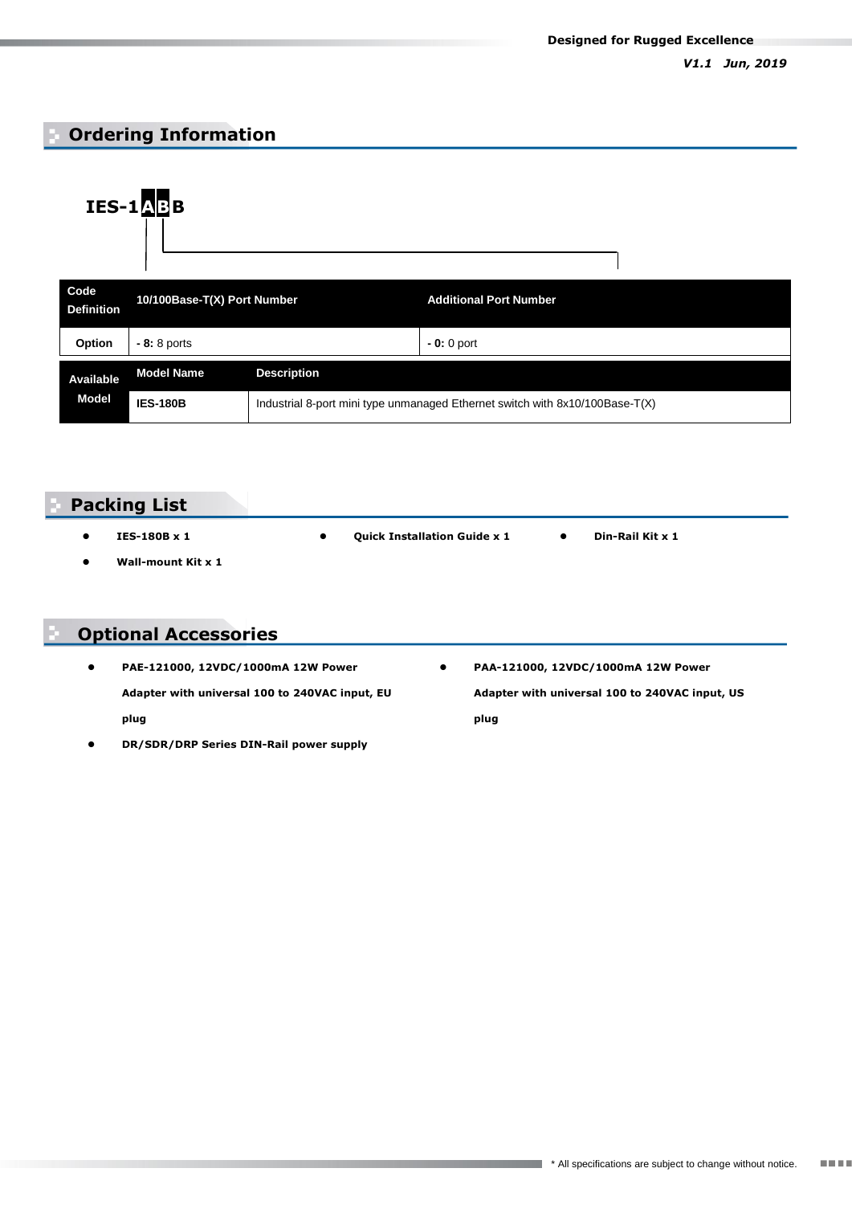## Ordering Information

IES-1**A****B**B

| Code Definition | 10/100Base-T(X) Port Number | Additional Port Number |
|---|---|---|
| Option | **- 8:** 8 ports | **- 0:** 0 port |

| Available Model | Model Name | Description |
|---|---|---|
| | **IES-180B** | Industrial 8-port mini type unmanaged Ethernet switch with 8x10/100Base-T(X) |

## Packing List

- **IES-180B x 1**
- **Quick Installation Guide x 1**
- **Din-Rail Kit x 1**
- **Wall-mount Kit x 1**

## Optional Accessories

- **PAE-121000, 12VDC/1000mA 12W Power Adapter with universal 100 to 240VAC input, EU plug**
- **PAA-121000, 12VDC/1000mA 12W Power Adapter with universal 100 to 240VAC input, US plug**
- **DR/SDR/DRP Series DIN-Rail power supply**